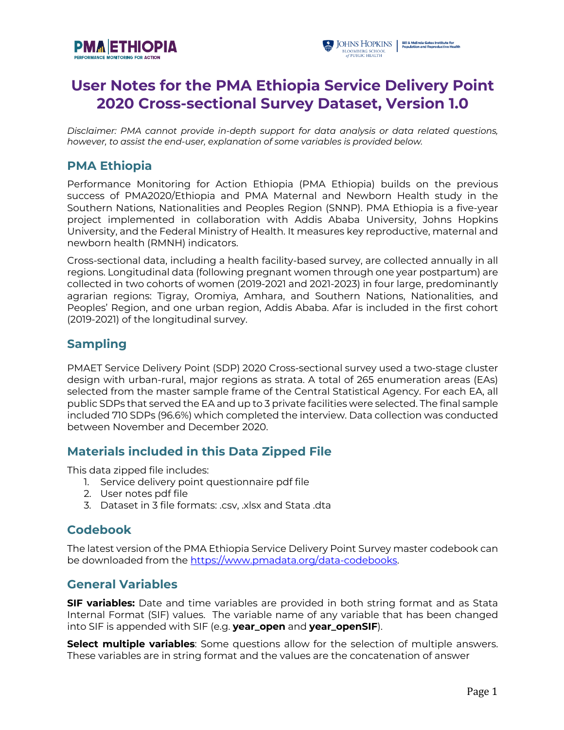# User Notes for the PMA Ethiopia Service Delivery Point 2020 Cross-sectional Survey Dataset, Version 1.0

*Disclaimer: PMA cannot provide in-depth support for data analysis or data related questions, however, to assist the end-user, explanation of some variables is provided below.*

## PMA Ethiopia

Performance Monitoring for Action Ethiopia (PMA Ethiopia) builds on the previous success of PMA2020/Ethiopia and PMA Maternal and Newborn Health study in the Southern Nations, Nationalities and Peoples Region (SNNP). PMA Ethiopia is a five-year project implemented in collaboration with Addis Ababa University, Johns Hopkins University, and the Federal Ministry of Health. It measures key reproductive, maternal and newborn health (RMNH) indicators.

Cross-sectional data, including a health facility-based survey, are collected annually in all regions. Longitudinal data (following pregnant women through one year postpartum) are collected in two cohorts of women (2019-2021 and 2021-2023) in four large, predominantly agrarian regions: Tigray, Oromiya, Amhara, and Southern Nations, Nationalities, and Peoples' Region, and one urban region, Addis Ababa. Afar is included in the first cohort (2019-2021) of the longitudinal survey.

## Sampling

PMAET Service Delivery Point (SDP) 2020 Cross-sectional survey used a two-stage cluster design with urban-rural, major regions as strata. A total of 265 enumeration areas (EAs) selected from the master sample frame of the Central Statistical Agency. For each EA, all public SDPs that served the EA and up to 3 private facilities were selected. The final sample included 710 SDPs (96.6%) which completed the interview. Data collection was conducted between November and December 2020.

## Materials included in this Data Zipped File

This data zipped file includes:

1. Service delivery point questionnaire pdf file
2. User notes pdf file
3. Dataset in 3 file formats: .csv, .xlsx and Stata .dta

## Codebook

The latest version of the PMA Ethiopia Service Delivery Point Survey master codebook can be downloaded from the https://www.pmadata.org/data-codebooks.

## General Variables

**SIF variables:** Date and time variables are provided in both string format and as Stata Internal Format (SIF) values. The variable name of any variable that has been changed into SIF is appended with SIF (e.g. **year_open** and **year_openSIF**).

**Select multiple variables**: Some questions allow for the selection of multiple answers. These variables are in string format and the values are the concatenation of answer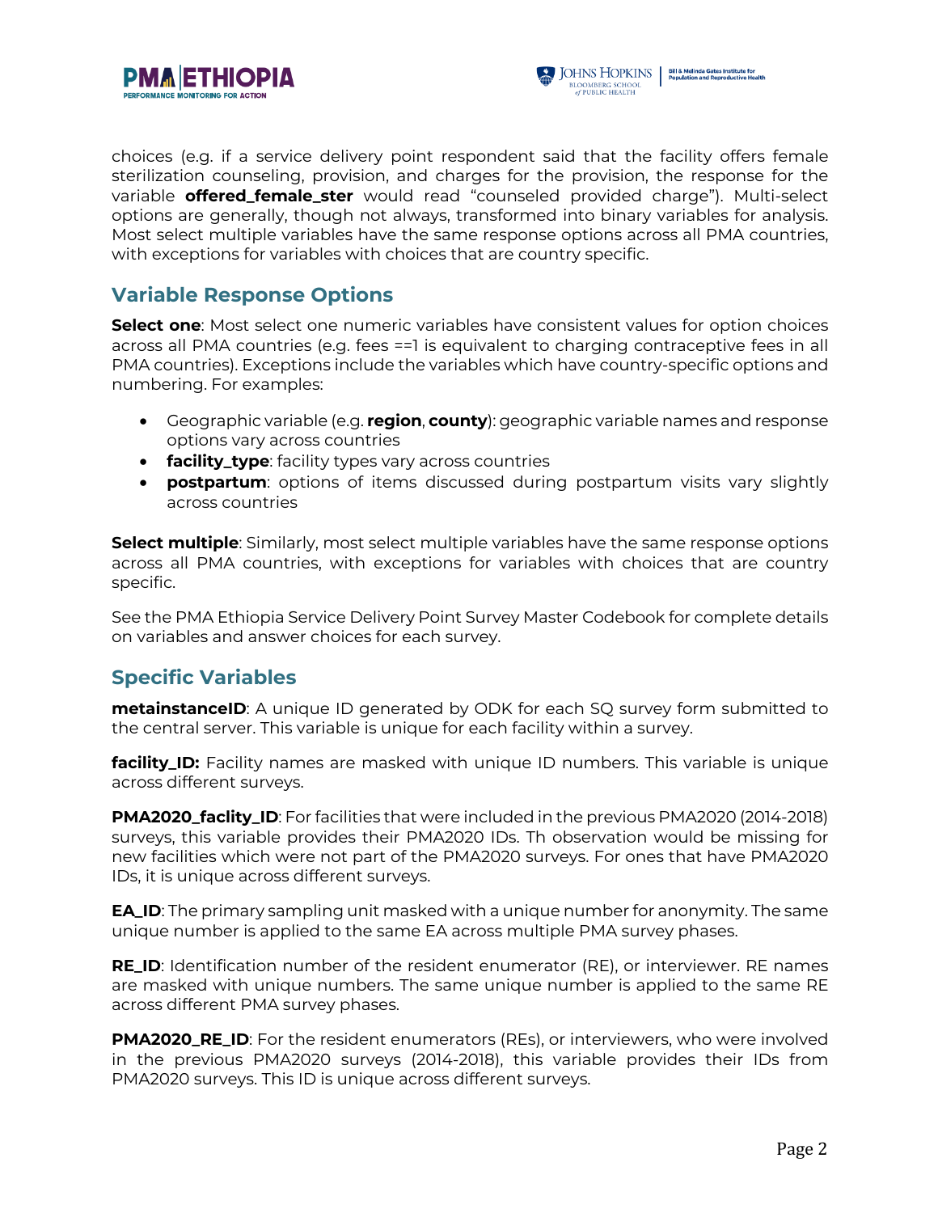choices (e.g. if a service delivery point respondent said that the facility offers female sterilization counseling, provision, and charges for the provision, the response for the variable **offered_female_ster** would read "counseled provided charge"). Multi-select options are generally, though not always, transformed into binary variables for analysis. Most select multiple variables have the same response options across all PMA countries, with exceptions for variables with choices that are country specific.

## Variable Response Options

**Select one**: Most select one numeric variables have consistent values for option choices across all PMA countries (e.g. fees ==1 is equivalent to charging contraceptive fees in all PMA countries). Exceptions include the variables which have country-specific options and numbering. For examples:

- Geographic variable (e.g. **region**, **county**): geographic variable names and response options vary across countries
- **facility_type**: facility types vary across countries
- **postpartum**: options of items discussed during postpartum visits vary slightly across countries

**Select multiple**: Similarly, most select multiple variables have the same response options across all PMA countries, with exceptions for variables with choices that are country specific.

See the PMA Ethiopia Service Delivery Point Survey Master Codebook for complete details on variables and answer choices for each survey.

## Specific Variables

**metainstanceID**: A unique ID generated by ODK for each SQ survey form submitted to the central server. This variable is unique for each facility within a survey.

**facility_ID:** Facility names are masked with unique ID numbers. This variable is unique across different surveys.

**PMA2020_faclity_ID**: For facilities that were included in the previous PMA2020 (2014-2018) surveys, this variable provides their PMA2020 IDs. Th observation would be missing for new facilities which were not part of the PMA2020 surveys. For ones that have PMA2020 IDs, it is unique across different surveys.

**EA_ID**: The primary sampling unit masked with a unique number for anonymity. The same unique number is applied to the same EA across multiple PMA survey phases.

**RE_ID**: Identification number of the resident enumerator (RE), or interviewer. RE names are masked with unique numbers. The same unique number is applied to the same RE across different PMA survey phases.

**PMA2020_RE_ID**: For the resident enumerators (REs), or interviewers, who were involved in the previous PMA2020 surveys (2014-2018), this variable provides their IDs from PMA2020 surveys. This ID is unique across different surveys.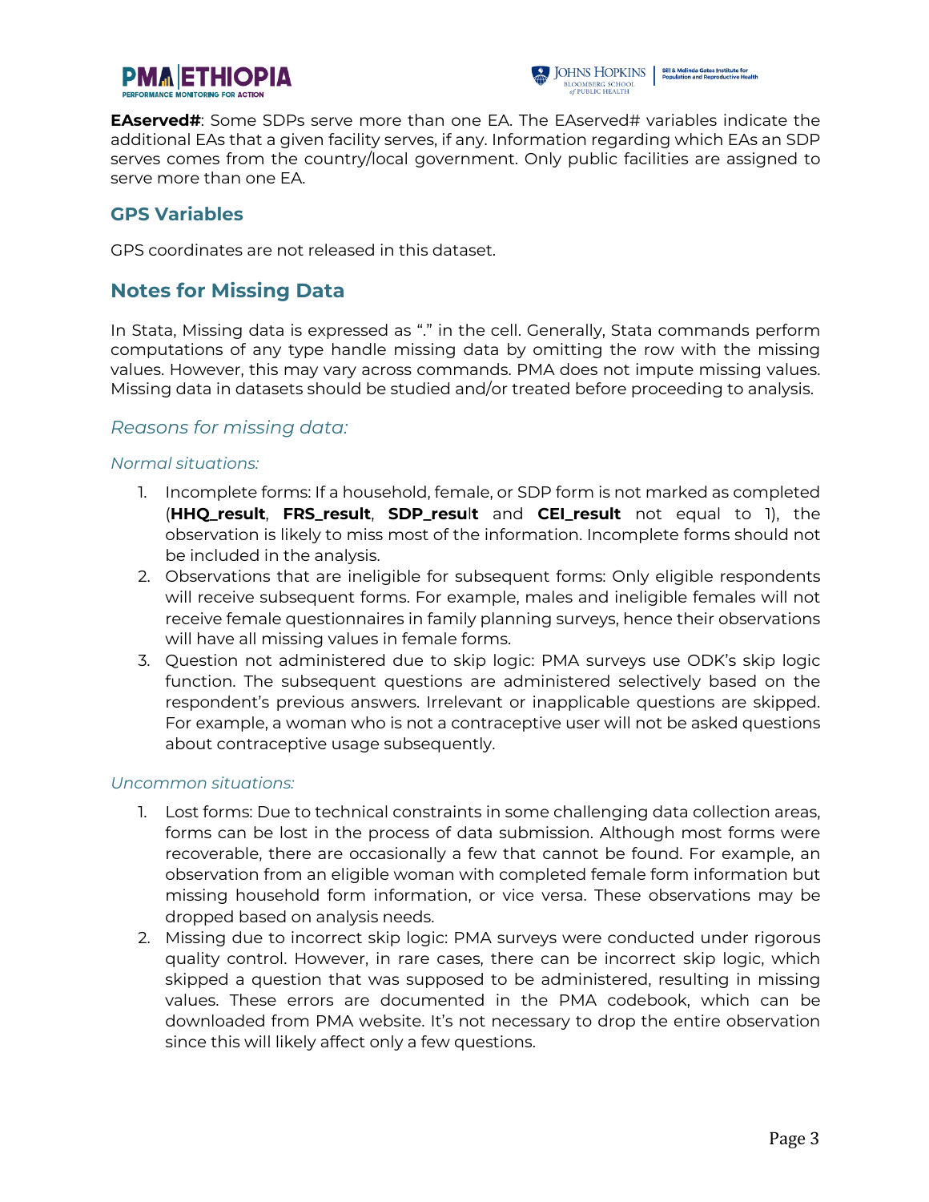**EAserved#**: Some SDPs serve more than one EA. The EAserved# variables indicate the additional EAs that a given facility serves, if any. Information regarding which EAs an SDP serves comes from the country/local government. Only public facilities are assigned to serve more than one EA.

## GPS Variables

GPS coordinates are not released in this dataset.

## Notes for Missing Data

In Stata, Missing data is expressed as "." in the cell. Generally, Stata commands perform computations of any type handle missing data by omitting the row with the missing values. However, this may vary across commands. PMA does not impute missing values. Missing data in datasets should be studied and/or treated before proceeding to analysis.

### *Reasons for missing data:*

*Normal situations:*

1. Incomplete forms: If a household, female, or SDP form is not marked as completed (**HHQ_result**, **FRS_result**, **SDP_result** and **CEI_result** not equal to 1), the observation is likely to miss most of the information. Incomplete forms should not be included in the analysis.
2. Observations that are ineligible for subsequent forms: Only eligible respondents will receive subsequent forms. For example, males and ineligible females will not receive female questionnaires in family planning surveys, hence their observations will have all missing values in female forms.
3. Question not administered due to skip logic: PMA surveys use ODK's skip logic function. The subsequent questions are administered selectively based on the respondent's previous answers. Irrelevant or inapplicable questions are skipped. For example, a woman who is not a contraceptive user will not be asked questions about contraceptive usage subsequently.

*Uncommon situations:*

1. Lost forms: Due to technical constraints in some challenging data collection areas, forms can be lost in the process of data submission. Although most forms were recoverable, there are occasionally a few that cannot be found. For example, an observation from an eligible woman with completed female form information but missing household form information, or vice versa. These observations may be dropped based on analysis needs.
2. Missing due to incorrect skip logic: PMA surveys were conducted under rigorous quality control. However, in rare cases, there can be incorrect skip logic, which skipped a question that was supposed to be administered, resulting in missing values. These errors are documented in the PMA codebook, which can be downloaded from PMA website. It's not necessary to drop the entire observation since this will likely affect only a few questions.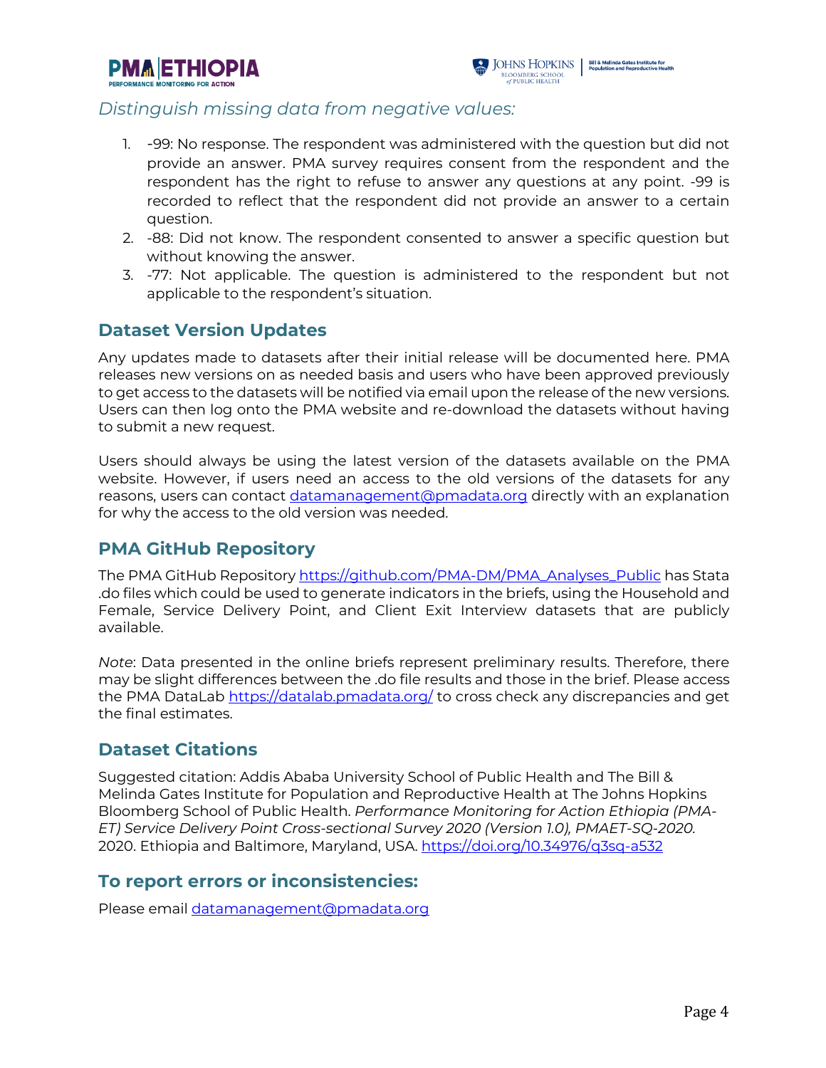*Distinguish missing data from negative values:*

1. -99: No response. The respondent was administered with the question but did not provide an answer. PMA survey requires consent from the respondent and the respondent has the right to refuse to answer any questions at any point. -99 is recorded to reflect that the respondent did not provide an answer to a certain question.
2. -88: Did not know. The respondent consented to answer a specific question but without knowing the answer.
3. -77: Not applicable. The question is administered to the respondent but not applicable to the respondent's situation.

## Dataset Version Updates

Any updates made to datasets after their initial release will be documented here. PMA releases new versions on as needed basis and users who have been approved previously to get access to the datasets will be notified via email upon the release of the new versions. Users can then log onto the PMA website and re-download the datasets without having to submit a new request.

Users should always be using the latest version of the datasets available on the PMA website. However, if users need an access to the old versions of the datasets for any reasons, users can contact datamanagement@pmadata.org directly with an explanation for why the access to the old version was needed.

## PMA GitHub Repository

The PMA GitHub Repository https://github.com/PMA-DM/PMA_Analyses_Public has Stata .do files which could be used to generate indicators in the briefs, using the Household and Female, Service Delivery Point, and Client Exit Interview datasets that are publicly available.

*Note*: Data presented in the online briefs represent preliminary results. Therefore, there may be slight differences between the .do file results and those in the brief. Please access the PMA DataLab https://datalab.pmadata.org/ to cross check any discrepancies and get the final estimates.

## Dataset Citations

Suggested citation: Addis Ababa University School of Public Health and The Bill & Melinda Gates Institute for Population and Reproductive Health at The Johns Hopkins Bloomberg School of Public Health. *Performance Monitoring for Action Ethiopia (PMA-ET) Service Delivery Point Cross-sectional Survey 2020 (Version 1.0), PMAET-SQ-2020*. 2020. Ethiopia and Baltimore, Maryland, USA. https://doi.org/10.34976/q3sq-a532

## To report errors or inconsistencies:

Please email datamanagement@pmadata.org